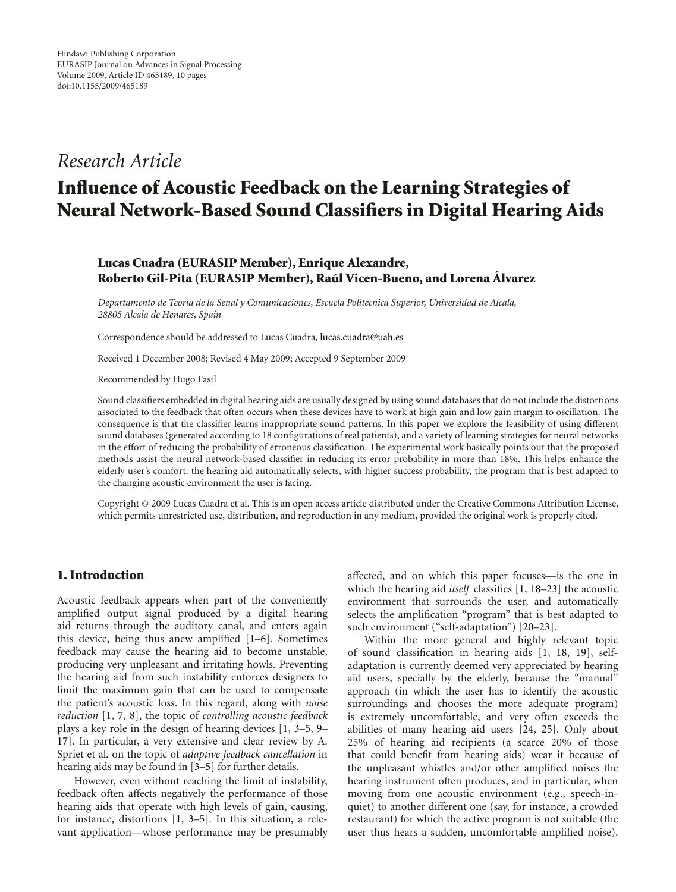Hindawi Publishing Corporation
EURASIP Journal on Advances in Signal Processing
Volume 2009, Article ID 465189, 10 pages
doi:10.1155/2009/465189

*Research Article*

# Influence of Acoustic Feedback on the Learning Strategies of Neural Network-Based Sound Classifiers in Digital Hearing Aids

**Lucas Cuadra (EURASIP Member), Enrique Alexandre, Roberto Gil-Pita (EURASIP Member), Raúl Vicen-Bueno, and Lorena Álvarez**

*Departamento de Teoria de la Señal y Comunicaciones, Escuela Politecnica Superior, Universidad de Alcala, 28805 Alcala de Henares, Spain*

Correspondence should be addressed to Lucas Cuadra, lucas.cuadra@uah.es

Received 1 December 2008; Revised 4 May 2009; Accepted 9 September 2009

Recommended by Hugo Fastl

Sound classifiers embedded in digital hearing aids are usually designed by using sound databases that do not include the distortions associated to the feedback that often occurs when these devices have to work at high gain and low gain margin to oscillation. The consequence is that the classifier learns inappropriate sound patterns. In this paper we explore the feasibility of using different sound databases (generated according to 18 configurations of real patients), and a variety of learning strategies for neural networks in the effort of reducing the probability of erroneous classification. The experimental work basically points out that the proposed methods assist the neural network-based classifier in reducing its error probability in more than 18%. This helps enhance the elderly user's comfort: the hearing aid automatically selects, with higher success probability, the program that is best adapted to the changing acoustic environment the user is facing.

Copyright © 2009 Lucas Cuadra et al. This is an open access article distributed under the Creative Commons Attribution License, which permits unrestricted use, distribution, and reproduction in any medium, provided the original work is properly cited.

## 1. Introduction

Acoustic feedback appears when part of the conveniently amplified output signal produced by a digital hearing aid returns through the auditory canal, and enters again this device, being thus anew amplified [1–6]. Sometimes feedback may cause the hearing aid to become unstable, producing very unpleasant and irritating howls. Preventing the hearing aid from such instability enforces designers to limit the maximum gain that can be used to compensate the patient's acoustic loss. In this regard, along with *noise reduction* [1, 7, 8], the topic of *controlling acoustic feedback* plays a key role in the design of hearing devices [1, 3–5, 9–17]. In particular, a very extensive and clear review by A. Spriet et al. on the topic of *adaptive feedback cancellation* in hearing aids may be found in [3–5] for further details.

However, even without reaching the limit of instability, feedback often affects negatively the performance of those hearing aids that operate with high levels of gain, causing, for instance, distortions [1, 3–5]. In this situation, a relevant application—whose performance may be presumably affected, and on which this paper focuses—is the one in which the hearing aid *itself* classifies [1, 18–23] the acoustic environment that surrounds the user, and automatically selects the amplification "program" that is best adapted to such environment ("self-adaptation") [20–23].

Within the more general and highly relevant topic of sound classification in hearing aids [1, 18, 19], self-adaptation is currently deemed very appreciated by hearing aid users, specially by the elderly, because the "manual" approach (in which the user has to identify the acoustic surroundings and chooses the more adequate program) is extremely uncomfortable, and very often exceeds the abilities of many hearing aid users [24, 25]. Only about 25% of hearing aid recipients (a scarce 20% of those that could benefit from hearing aids) wear it because of the unpleasant whistles and/or other amplified noises the hearing instrument often produces, and in particular, when moving from one acoustic environment (e.g., speech-in-quiet) to another different one (say, for instance, a crowded restaurant) for which the active program is not suitable (the user thus hears a sudden, uncomfortable amplified noise).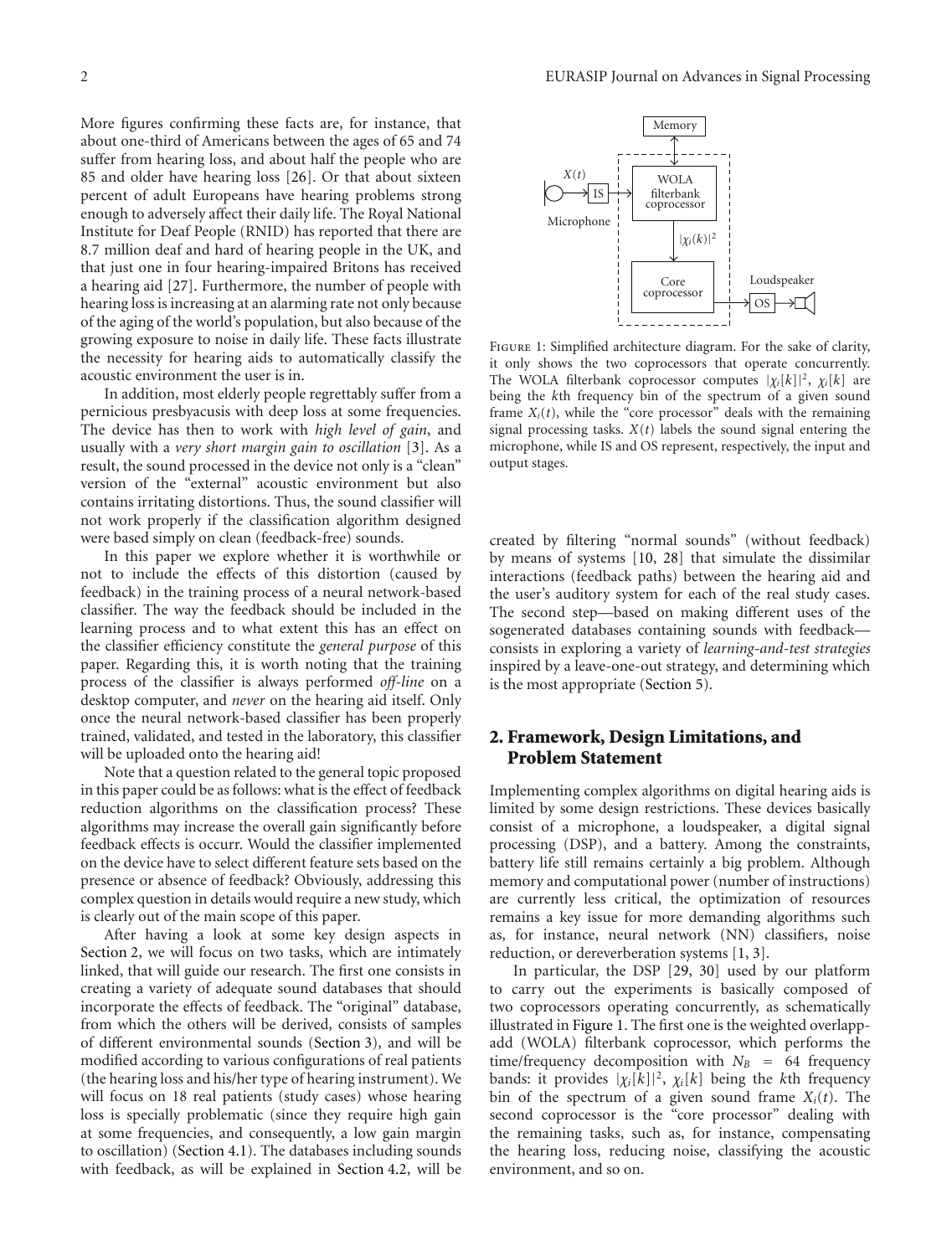More figures confirming these facts are, for instance, that about one-third of Americans between the ages of 65 and 74 suffer from hearing loss, and about half the people who are 85 and older have hearing loss [26]. Or that about sixteen percent of adult Europeans have hearing problems strong enough to adversely affect their daily life. The Royal National Institute for Deaf People (RNID) has reported that there are 8.7 million deaf and hard of hearing people in the UK, and that just one in four hearing-impaired Britons has received a hearing aid [27]. Furthermore, the number of people with hearing loss is increasing at an alarming rate not only because of the aging of the world's population, but also because of the growing exposure to noise in daily life. These facts illustrate the necessity for hearing aids to automatically classify the acoustic environment the user is in.

In addition, most elderly people regrettably suffer from a pernicious presbyacusis with deep loss at some frequencies. The device has then to work with *high level of gain*, and usually with a *very short margin gain to oscillation* [3]. As a result, the sound processed in the device not only is a "clean" version of the "external" acoustic environment but also contains irritating distortions. Thus, the sound classifier will not work properly if the classification algorithm designed were based simply on clean (feedback-free) sounds.

In this paper we explore whether it is worthwhile or not to include the effects of this distortion (caused by feedback) in the training process of a neural network-based classifier. The way the feedback should be included in the learning process and to what extent this has an effect on the classifier efficiency constitute the *general purpose* of this paper. Regarding this, it is worth noting that the training process of the classifier is always performed *off-line* on a desktop computer, and *never* on the hearing aid itself. Only once the neural network-based classifier has been properly trained, validated, and tested in the laboratory, this classifier will be uploaded onto the hearing aid!

Note that a question related to the general topic proposed in this paper could be as follows: what is the effect of feedback reduction algorithms on the classification process? These algorithms may increase the overall gain significantly before feedback effects is occurr. Would the classifier implemented on the device have to select different feature sets based on the presence or absence of feedback? Obviously, addressing this complex question in details would require a new study, which is clearly out of the main scope of this paper.

After having a look at some key design aspects in Section 2, we will focus on two tasks, which are intimately linked, that will guide our research. The first one consists in creating a variety of adequate sound databases that should incorporate the effects of feedback. The "original" database, from which the others will be derived, consists of samples of different environmental sounds (Section 3), and will be modified according to various configurations of real patients (the hearing loss and his/her type of hearing instrument). We will focus on 18 real patients (study cases) whose hearing loss is specially problematic (since they require high gain at some frequencies, and consequently, a low gain margin to oscillation) (Section 4.1). The databases including sounds with feedback, as will be explained in Section 4.2, will be created by filtering "normal sounds" (without feedback) by means of systems [10, 28] that simulate the dissimilar interactions (feedback paths) between the hearing aid and the user's auditory system for each of the real study cases. The second step—based on making different uses of the sogenerated databases containing sounds with feedback—consists in exploring a variety of *learning-and-test strategies* inspired by a leave-one-out strategy, and determining which is the most appropriate (Section 5).

Figure 1: Simplified architecture diagram. For the sake of clarity, it only shows the two coprocessors that operate concurrently. The WOLA filterbank coprocessor computes $|\chi_i[k]|^2$, $\chi_i[k]$ are being the $k$th frequency bin of the spectrum of a given sound frame $X_i(t)$, while the "core processor" deals with the remaining signal processing tasks. $X(t)$ labels the sound signal entering the microphone, while IS and OS represent, respectively, the input and output stages.

## 2. Framework, Design Limitations, and Problem Statement

Implementing complex algorithms on digital hearing aids is limited by some design restrictions. These devices basically consist of a microphone, a loudspeaker, a digital signal processing (DSP), and a battery. Among the constraints, battery life still remains certainly a big problem. Although memory and computational power (number of instructions) are currently less critical, the optimization of resources remains a key issue for more demanding algorithms such as, for instance, neural network (NN) classifiers, noise reduction, or dereverberation systems [1, 3].

In particular, the DSP [29, 30] used by our platform to carry out the experiments is basically composed of two coprocessors operating concurrently, as schematically illustrated in Figure 1. The first one is the weighted overlapp-add (WOLA) filterbank coprocessor, which performs the time/frequency decomposition with $N_B = 64$ frequency bands: it provides $|\chi_i[k]|^2$, $\chi_i[k]$ being the $k$th frequency bin of the spectrum of a given sound frame $X_i(t)$. The second coprocessor is the "core processor" dealing with the remaining tasks, such as, for instance, compensating the hearing loss, reducing noise, classifying the acoustic environment, and so on.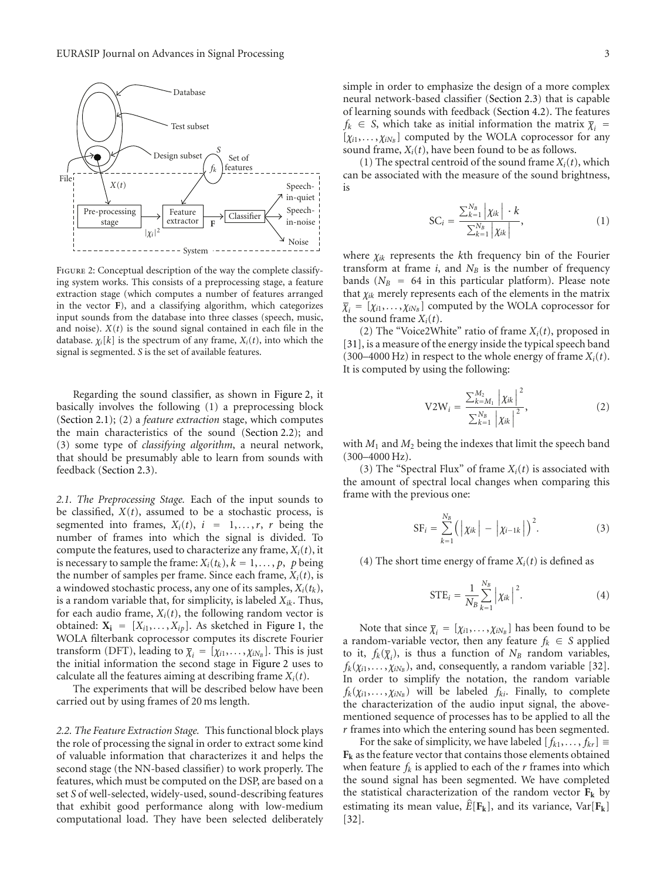FIGURE 2: Conceptual description of the way the complete classifying system works. This consists of a preprocessing stage, a feature extraction stage (which computes a number of features arranged in the vector **F**), and a classifying algorithm, which categorizes input sounds from the database into three classes (speech, music, and noise). $X(t)$ is the sound signal contained in each file in the database. $\chi_i[k]$ is the spectrum of any frame, $X_i(t)$, into which the signal is segmented. $S$ is the set of available features.

Regarding the sound classifier, as shown in Figure 2, it basically involves the following (1) a preprocessing block (Section 2.1); (2) a *feature extraction* stage, which computes the main characteristics of the sound (Section 2.2); and (3) some type of *classifying algorithm*, a neural network, that should be presumably able to learn from sounds with feedback (Section 2.3).

*2.1. The Preprocessing Stage.* Each of the input sounds to be classified, $X(t)$, assumed to be a stochastic process, is segmented into frames, $X_i(t)$, $i = 1, \ldots, r$, $r$ being the number of frames into which the signal is divided. To compute the features, used to characterize any frame, $X_i(t)$, it is necessary to sample the frame: $X_i(t_k)$, $k = 1, \ldots, p$, $p$ being the number of samples per frame. Since each frame, $X_i(t)$, is a windowed stochastic process, any one of its samples, $X_i(t_k)$, is a random variable that, for simplicity, is labeled $X_{ik}$. Thus, for each audio frame, $X_i(t)$, the following random vector is obtained: $\mathbf{X_i} = [X_{i1}, \ldots, X_{ip}]$. As sketched in Figure 1, the WOLA filterbank coprocessor computes its discrete Fourier transform (DFT), leading to $\overline{\chi}_i = [\chi_{i1}, \ldots, \chi_{iN_B}]$. This is just the initial information the second stage in Figure 2 uses to calculate all the features aiming at describing frame $X_i(t)$.

The experiments that will be described below have been carried out by using frames of 20 ms length.

*2.2. The Feature Extraction Stage.* This functional block plays the role of processing the signal in order to extract some kind of valuable information that characterizes it and helps the second stage (the NN-based classifier) to work properly. The features, which must be computed on the DSP, are based on a set $S$ of well-selected, widely-used, sound-describing features that exhibit good performance along with low-medium computational load. They have been selected deliberately simple in order to emphasize the design of a more complex neural network-based classifier (Section 2.3) that is capable of learning sounds with feedback (Section 4.2). The features $f_k \in S$, which take as initial information the matrix $\overline{\chi}_i = [\chi_{i1}, \ldots, \chi_{iN_B}]$ computed by the WOLA coprocessor for any sound frame, $X_i(t)$, have been found to be as follows.

(1) The spectral centroid of the sound frame $X_i(t)$, which can be associated with the measure of the sound brightness, is

$$\mathrm{SC}_i = \frac{\sum_{k=1}^{N_B} \left|\chi_{ik}\right| \cdot k}{\sum_{k=1}^{N_B} \left|\chi_{ik}\right|}, \tag{1}$$

where $\chi_{ik}$ represents the $k$th frequency bin of the Fourier transform at frame $i$, and $N_B$ is the number of frequency bands ($N_B = 64$ in this particular platform). Please note that $\chi_{ik}$ merely represents each of the elements in the matrix $\overline{\chi}_i = [\chi_{i1}, \ldots, \chi_{iN_B}]$ computed by the WOLA coprocessor for the sound frame $X_i(t)$.

(2) The "Voice2White" ratio of frame $X_i(t)$, proposed in [31], is a measure of the energy inside the typical speech band (300–4000 Hz) in respect to the whole energy of frame $X_i(t)$. It is computed by using the following:

$$\mathrm{V2W}_i = \frac{\sum_{k=M_1}^{M_2} \left|\chi_{ik}\right|^2}{\sum_{k=1}^{N_B} \left|\chi_{ik}\right|^2}, \tag{2}$$

with $M_1$ and $M_2$ being the indexes that limit the speech band (300–4000 Hz).

(3) The "Spectral Flux" of frame $X_i(t)$ is associated with the amount of spectral local changes when comparing this frame with the previous one:

$$\mathrm{SF}_i = \sum_{k=1}^{N_B} \left(\left|\chi_{ik}\right| - \left|\chi_{i-1k}\right|\right)^2. \tag{3}$$

(4) The short time energy of frame $X_i(t)$ is defined as

$$\mathrm{STE}_i = \frac{1}{N_B} \sum_{k=1}^{N_B} \left|\chi_{ik}\right|^2. \tag{4}$$

Note that since $\overline{\chi}_i = [\chi_{i1}, \ldots, \chi_{iN_B}]$ has been found to be a random-variable vector, then any feature $f_k \in S$ applied to it, $f_k(\overline{\chi}_i)$, is thus a function of $N_B$ random variables, $f_k(\chi_{i1}, \ldots, \chi_{iN_B})$, and, consequently, a random variable [32]. In order to simplify the notation, the random variable $f_k(\chi_{i1}, \ldots, \chi_{iN_B})$ will be labeled $f_{ki}$. Finally, to complete the characterization of the audio input signal, the above-mentioned sequence of processes has to be applied to all the $r$ frames into which the entering sound has been segmented.

For the sake of simplicity, we have labeled $[f_{k1}, \ldots, f_{kr}] \equiv \mathbf{F_k}$ as the feature vector that contains those elements obtained when feature $f_k$ is applied to each of the $r$ frames into which the sound signal has been segmented. We have completed the statistical characterization of the random vector $\mathbf{F_k}$ by estimating its mean value, $\widehat{E}[\mathbf{F_k}]$, and its variance, $\mathrm{Var}[\mathbf{F_k}]$ [32].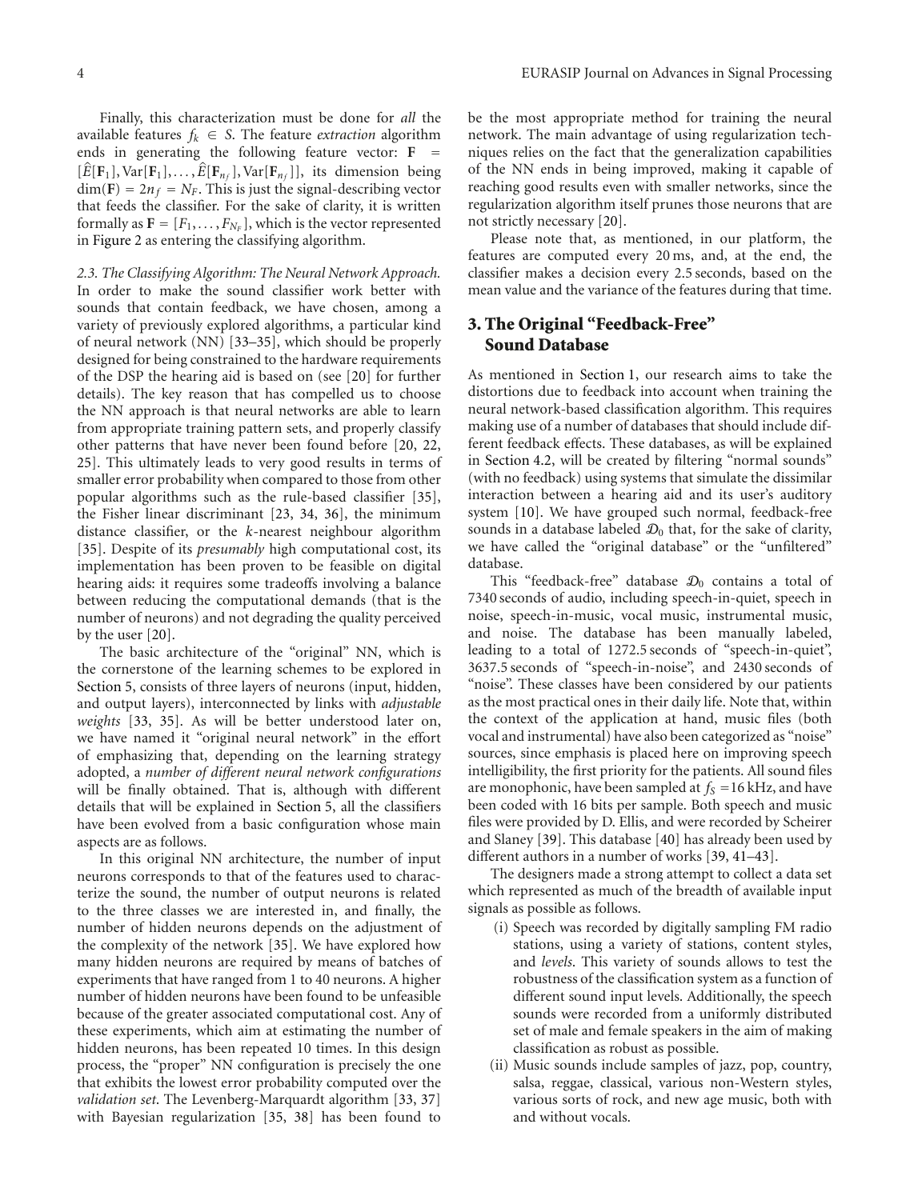Finally, this characterization must be done for *all* the available features $f_k \in S$. The feature *extraction* algorithm ends in generating the following feature vector: $\mathbf{F} = [\hat{E}[\mathbf{F}_1], \text{Var}[\mathbf{F}_1], \ldots, \hat{E}[\mathbf{F}_{n_f}], \text{Var}[\mathbf{F}_{n_f}]]$, its dimension being $\dim(\mathbf{F}) = 2n_f = N_F$. This is just the signal-describing vector that feeds the classifier. For the sake of clarity, it is written formally as $\mathbf{F} = [F_1, \ldots, F_{N_F}]$, which is the vector represented in Figure 2 as entering the classifying algorithm.

*2.3. The Classifying Algorithm: The Neural Network Approach.* In order to make the sound classifier work better with sounds that contain feedback, we have chosen, among a variety of previously explored algorithms, a particular kind of neural network (NN) [33–35], which should be properly designed for being constrained to the hardware requirements of the DSP the hearing aid is based on (see [20] for further details). The key reason that has compelled us to choose the NN approach is that neural networks are able to learn from appropriate training pattern sets, and properly classify other patterns that have never been found before [20, 22, 25]. This ultimately leads to very good results in terms of smaller error probability when compared to those from other popular algorithms such as the rule-based classifier [35], the Fisher linear discriminant [23, 34, 36], the minimum distance classifier, or the *k*-nearest neighbour algorithm [35]. Despite of its *presumably* high computational cost, its implementation has been proven to be feasible on digital hearing aids: it requires some tradeoffs involving a balance between reducing the computational demands (that is the number of neurons) and not degrading the quality perceived by the user [20].

The basic architecture of the "original" NN, which is the cornerstone of the learning schemes to be explored in Section 5, consists of three layers of neurons (input, hidden, and output layers), interconnected by links with *adjustable weights* [33, 35]. As will be better understood later on, we have named it "original neural network" in the effort of emphasizing that, depending on the learning strategy adopted, a *number of different neural network configurations* will be finally obtained. That is, although with different details that will be explained in Section 5, all the classifiers have been evolved from a basic configuration whose main aspects are as follows.

In this original NN architecture, the number of input neurons corresponds to that of the features used to characterize the sound, the number of output neurons is related to the three classes we are interested in, and finally, the number of hidden neurons depends on the adjustment of the complexity of the network [35]. We have explored how many hidden neurons are required by means of batches of experiments that have ranged from 1 to 40 neurons. A higher number of hidden neurons have been found to be unfeasible because of the greater associated computational cost. Any of these experiments, which aim at estimating the number of hidden neurons, has been repeated 10 times. In this design process, the "proper" NN configuration is precisely the one that exhibits the lowest error probability computed over the *validation set*. The Levenberg-Marquardt algorithm [33, 37] with Bayesian regularization [35, 38] has been found to be the most appropriate method for training the neural network. The main advantage of using regularization techniques relies on the fact that the generalization capabilities of the NN ends in being improved, making it capable of reaching good results even with smaller networks, since the regularization algorithm itself prunes those neurons that are not strictly necessary [20].

Please note that, as mentioned, in our platform, the features are computed every 20 ms, and, at the end, the classifier makes a decision every 2.5 seconds, based on the mean value and the variance of the features during that time.

## 3. The Original "Feedback-Free" Sound Database

As mentioned in Section 1, our research aims to take the distortions due to feedback into account when training the neural network-based classification algorithm. This requires making use of a number of databases that should include different feedback effects. These databases, as will be explained in Section 4.2, will be created by filtering "normal sounds" (with no feedback) using systems that simulate the dissimilar interaction between a hearing aid and its user's auditory system [10]. We have grouped such normal, feedback-free sounds in a database labeled $\mathcal{D}_0$ that, for the sake of clarity, we have called the "original database" or the "unfiltered" database.

This "feedback-free" database $\mathcal{D}_0$ contains a total of 7340 seconds of audio, including speech-in-quiet, speech in noise, speech-in-music, vocal music, instrumental music, and noise. The database has been manually labeled, leading to a total of 1272.5 seconds of "speech-in-quiet", 3637.5 seconds of "speech-in-noise", and 2430 seconds of "noise". These classes have been considered by our patients as the most practical ones in their daily life. Note that, within the context of the application at hand, music files (both vocal and instrumental) have also been categorized as "noise" sources, since emphasis is placed here on improving speech intelligibility, the first priority for the patients. All sound files are monophonic, have been sampled at $f_S = 16$ kHz, and have been coded with 16 bits per sample. Both speech and music files were provided by D. Ellis, and were recorded by Scheirer and Slaney [39]. This database [40] has already been used by different authors in a number of works [39, 41–43].

The designers made a strong attempt to collect a data set which represented as much of the breadth of available input signals as possible as follows.

(i) Speech was recorded by digitally sampling FM radio stations, using a variety of stations, content styles, and *levels*. This variety of sounds allows to test the robustness of the classification system as a function of different sound input levels. Additionally, the speech sounds were recorded from a uniformly distributed set of male and female speakers in the aim of making classification as robust as possible.

(ii) Music sounds include samples of jazz, pop, country, salsa, reggae, classical, various non-Western styles, various sorts of rock, and new age music, both with and without vocals.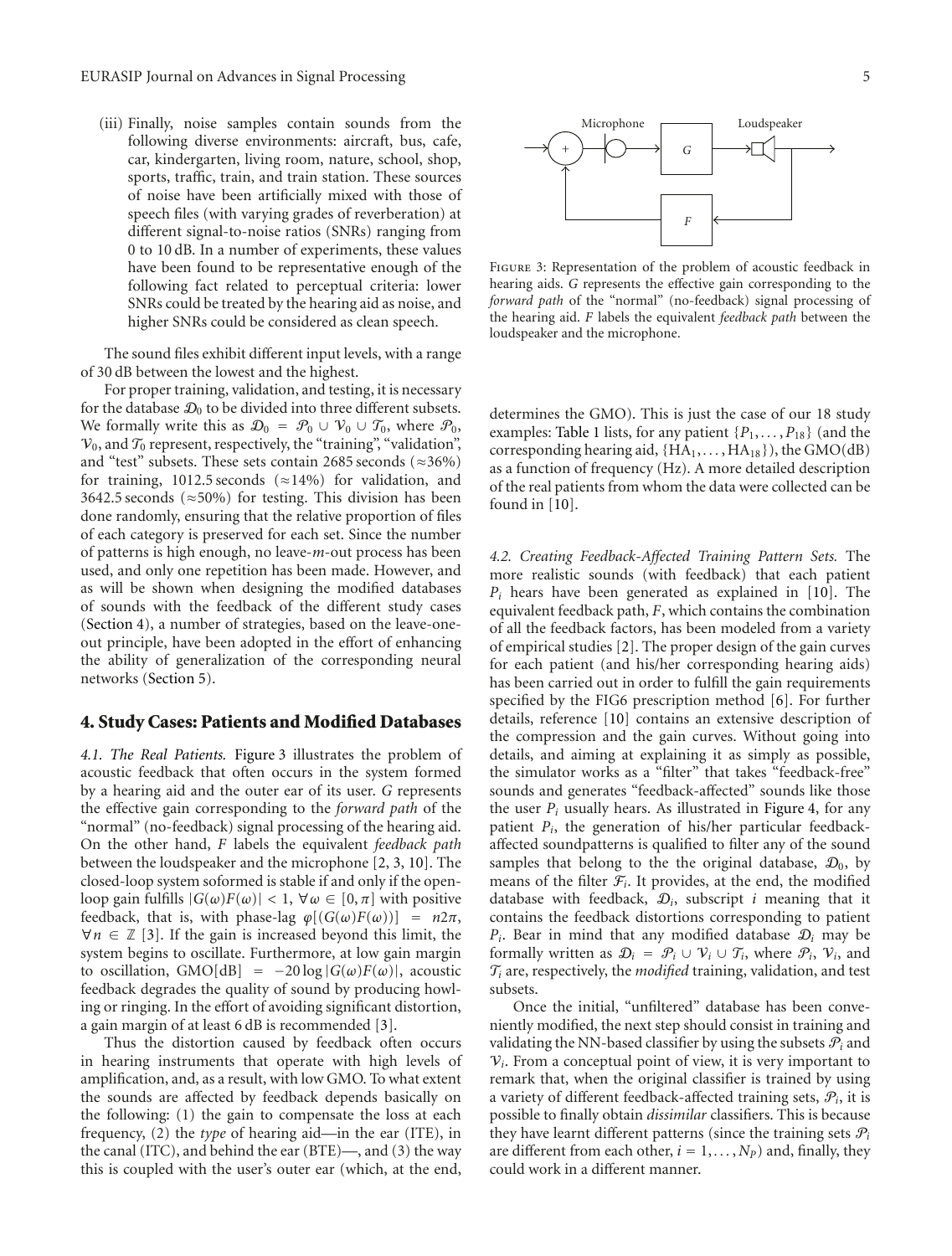(iii) Finally, noise samples contain sounds from the following diverse environments: aircraft, bus, cafe, car, kindergarten, living room, nature, school, shop, sports, traffic, train, and train station. These sources of noise have been artificially mixed with those of speech files (with varying grades of reverberation) at different signal-to-noise ratios (SNRs) ranging from 0 to 10 dB. In a number of experiments, these values have been found to be representative enough of the following fact related to perceptual criteria: lower SNRs could be treated by the hearing aid as noise, and higher SNRs could be considered as clean speech.

The sound files exhibit different input levels, with a range of 30 dB between the lowest and the highest.

For proper training, validation, and testing, it is necessary for the database $\mathcal{D}_0$ to be divided into three different subsets. We formally write this as $\mathcal{D}_0 = \mathcal{P}_0 \cup \mathcal{V}_0 \cup \mathcal{T}_0$, where $\mathcal{P}_0$, $\mathcal{V}_0$, and $\mathcal{T}_0$ represent, respectively, the "training", "validation", and "test" subsets. These sets contain 2685 seconds ($\approx$36%) for training, 1012.5 seconds ($\approx$14%) for validation, and 3642.5 seconds ($\approx$50%) for testing. This division has been done randomly, ensuring that the relative proportion of files of each category is preserved for each set. Since the number of patterns is high enough, no leave-$m$-out process has been used, and only one repetition has been made. However, and as will be shown when designing the modified databases of sounds with the feedback of the different study cases (Section 4), a number of strategies, based on the leave-one-out principle, have been adopted in the effort of enhancing the ability of generalization of the corresponding neural networks (Section 5).

## 4. Study Cases: Patients and Modified Databases

*4.1. The Real Patients.* Figure 3 illustrates the problem of acoustic feedback that often occurs in the system formed by a hearing aid and the outer ear of its user. $G$ represents the effective gain corresponding to the *forward path* of the "normal" (no-feedback) signal processing of the hearing aid. On the other hand, $F$ labels the equivalent *feedback path* between the loudspeaker and the microphone [2, 3, 10]. The closed-loop system soformed is stable if and only if the open-loop gain fulfills $|G(\omega)F(\omega)| < 1$, $\forall \omega \in [0, \pi]$ with positive feedback, that is, with phase-lag $\varphi[(G(\omega)F(\omega))] = n2\pi$, $\forall n \in \mathbb{Z}$ [3]. If the gain is increased beyond this limit, the system begins to oscillate. Furthermore, at low gain margin to oscillation, $\text{GMO[dB]} = -20\log|G(\omega)F(\omega)|$, acoustic feedback degrades the quality of sound by producing howling or ringing. In the effort of avoiding significant distortion, a gain margin of at least 6 dB is recommended [3].

Thus the distortion caused by feedback often occurs in hearing instruments that operate with high levels of amplification, and, as a result, with low GMO. To what extent the sounds are affected by feedback depends basically on the following: (1) the gain to compensate the loss at each frequency, (2) the *type* of hearing aid—in the ear (ITE), in the canal (ITC), and behind the ear (BTE)—, and (3) the way this is coupled with the user's outer ear (which, at the end, determines the GMO). This is just the case of our 18 study examples: Table 1 lists, for any patient $\{P_1, \ldots, P_{18}\}$ (and the corresponding hearing aid, $\{\text{HA}_1, \ldots, \text{HA}_{18}\}$), the GMO(dB) as a function of frequency (Hz). A more detailed description of the real patients from whom the data were collected can be found in [10].

Figure 3: Representation of the problem of acoustic feedback in hearing aids. $G$ represents the effective gain corresponding to the *forward path* of the "normal" (no-feedback) signal processing of the hearing aid. $F$ labels the equivalent *feedback path* between the loudspeaker and the microphone.

*4.2. Creating Feedback-Affected Training Pattern Sets.* The more realistic sounds (with feedback) that each patient $P_i$ hears have been generated as explained in [10]. The equivalent feedback path, $F$, which contains the combination of all the feedback factors, has been modeled from a variety of empirical studies [2]. The proper design of the gain curves for each patient (and his/her corresponding hearing aids) has been carried out in order to fulfill the gain requirements specified by the FIG6 prescription method [6]. For further details, reference [10] contains an extensive description of the compression and the gain curves. Without going into details, and aiming at explaining it as simply as possible, the simulator works as a "filter" that takes "feedback-free" sounds and generates "feedback-affected" sounds like those the user $P_i$ usually hears. As illustrated in Figure 4, for any patient $P_i$, the generation of his/her particular feedback-affected soundpatterns is qualified to filter any of the sound samples that belong to the the original database, $\mathcal{D}_0$, by means of the filter $\mathcal{F}_i$. It provides, at the end, the modified database with feedback, $\mathcal{D}_i$, subscript $i$ meaning that it contains the feedback distortions corresponding to patient $P_i$. Bear in mind that any modified database $\mathcal{D}_i$ may be formally written as $\mathcal{D}_i = \mathcal{P}_i \cup \mathcal{V}_i \cup \mathcal{T}_i$, where $\mathcal{P}_i$, $\mathcal{V}_i$, and $\mathcal{T}_i$ are, respectively, the *modified* training, validation, and test subsets.

Once the initial, "unfiltered" database has been conveniently modified, the next step should consist in training and validating the NN-based classifier by using the subsets $\mathcal{P}_i$ and $\mathcal{V}_i$. From a conceptual point of view, it is very important to remark that, when the original classifier is trained by using a variety of different feedback-affected training sets, $\mathcal{P}_i$, it is possible to finally obtain *dissimilar* classifiers. This is because they have learnt different patterns (since the training sets $\mathcal{P}_i$ are different from each other, $i = 1, \ldots, N_P$) and, finally, they could work in a different manner.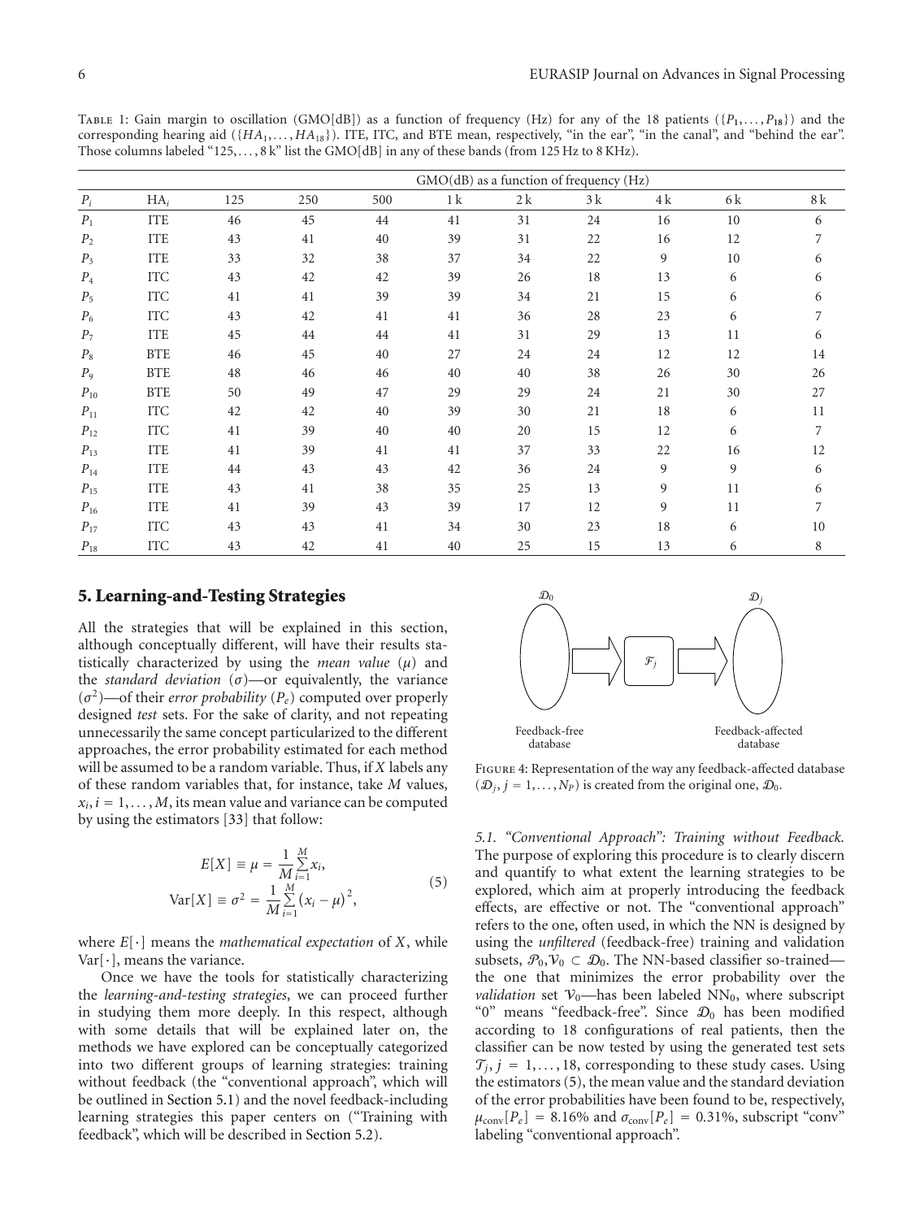Table 1: Gain margin to oscillation (GMO[dB]) as a function of frequency (Hz) for any of the 18 patients ($\{P_1, \ldots, P_{18}\}$) and the corresponding hearing aid ($\{HA_1, \ldots, HA_{18}\}$). ITE, ITC, and BTE mean, respectively, "in the ear", "in the canal", and "behind the ear". Those columns labeled "125, . . . , 8 k" list the GMO[dB] in any of these bands (from 125 Hz to 8 KHz).

| | | GMO(dB) as a function of frequency (Hz) | | | | | | | | |
|---|---|---|---|---|---|---|---|---|---|---|
| $P_i$ | $HA_i$ | 125 | 250 | 500 | 1 k | 2 k | 3 k | 4 k | 6 k | 8 k |
| $P_1$ | ITE | 46 | 45 | 44 | 41 | 31 | 24 | 16 | 10 | 6 |
| $P_2$ | ITE | 43 | 41 | 40 | 39 | 31 | 22 | 16 | 12 | 7 |
| $P_3$ | ITE | 33 | 32 | 38 | 37 | 34 | 22 | 9 | 10 | 6 |
| $P_4$ | ITC | 43 | 42 | 42 | 39 | 26 | 18 | 13 | 6 | 6 |
| $P_5$ | ITC | 41 | 41 | 39 | 39 | 34 | 21 | 15 | 6 | 6 |
| $P_6$ | ITC | 43 | 42 | 41 | 41 | 36 | 28 | 23 | 6 | 7 |
| $P_7$ | ITE | 45 | 44 | 44 | 41 | 31 | 29 | 13 | 11 | 6 |
| $P_8$ | BTE | 46 | 45 | 40 | 27 | 24 | 24 | 12 | 12 | 14 |
| $P_9$ | BTE | 48 | 46 | 46 | 40 | 40 | 38 | 26 | 30 | 26 |
| $P_{10}$ | BTE | 50 | 49 | 47 | 29 | 29 | 24 | 21 | 30 | 27 |
| $P_{11}$ | ITC | 42 | 42 | 40 | 39 | 30 | 21 | 18 | 6 | 11 |
| $P_{12}$ | ITC | 41 | 39 | 40 | 40 | 20 | 15 | 12 | 6 | 7 |
| $P_{13}$ | ITE | 41 | 39 | 41 | 41 | 37 | 33 | 22 | 16 | 12 |
| $P_{14}$ | ITE | 44 | 43 | 43 | 42 | 36 | 24 | 9 | 9 | 6 |
| $P_{15}$ | ITE | 43 | 41 | 38 | 35 | 25 | 13 | 9 | 11 | 6 |
| $P_{16}$ | ITE | 41 | 39 | 43 | 39 | 17 | 12 | 9 | 11 | 7 |
| $P_{17}$ | ITC | 43 | 43 | 41 | 34 | 30 | 23 | 18 | 6 | 10 |
| $P_{18}$ | ITC | 43 | 42 | 41 | 40 | 25 | 15 | 13 | 6 | 8 |

## 5. Learning-and-Testing Strategies

All the strategies that will be explained in this section, although conceptually different, will have their results statistically characterized by using the *mean value* ($\mu$) and the *standard deviation* ($\sigma$)—or equivalently, the variance ($\sigma^2$)—of their *error probability* ($P_e$) computed over properly designed *test* sets. For the sake of clarity, and not repeating unnecessarily the same concept particularized to the different approaches, the error probability estimated for each method will be assumed to be a random variable. Thus, if $X$ labels any of these random variables that, for instance, take $M$ values, $x_i, i = 1, \ldots, M$, its mean value and variance can be computed by using the estimators [33] that follow:

$$E[X] \equiv \mu = \frac{1}{M}\sum_{i=1}^{M} x_i,$$
$$\mathrm{Var}[X] \equiv \sigma^2 = \frac{1}{M}\sum_{i=1}^{M}(x_i - \mu)^2, \tag{5}$$

where $E[\cdot]$ means the *mathematical expectation* of $X$, while $\mathrm{Var}[\cdot]$, means the variance.

Once we have the tools for statistically characterizing the *learning-and-testing strategies*, we can proceed further in studying them more deeply. In this respect, although with some details that will be explained later on, the methods we have explored can be conceptually categorized into two different groups of learning strategies: training without feedback (the "conventional approach", which will be outlined in Section 5.1) and the novel feedback-including learning strategies this paper centers on ("Training with feedback", which will be described in Section 5.2).

Figure 4: Representation of the way any feedback-affected database ($\mathcal{D}_j, j = 1, \ldots, N_P$) is created from the original one, $\mathcal{D}_0$.

*5.1. "Conventional Approach": Training without Feedback.* The purpose of exploring this procedure is to clearly discern and quantify to what extent the learning strategies to be explored, which aim at properly introducing the feedback effects, are effective or not. The "conventional approach" refers to the one, often used, in which the NN is designed by using the *unfiltered* (feedback-free) training and validation subsets, $\mathcal{P}_0, \mathcal{V}_0 \subset \mathcal{D}_0$. The NN-based classifier so-trained—the one that minimizes the error probability over the *validation* set $\mathcal{V}_0$—has been labeled $NN_0$, where subscript "0" means "feedback-free". Since $\mathcal{D}_0$ has been modified according to 18 configurations of real patients, then the classifier can be now tested by using the generated test sets $\mathcal{T}_j, j = 1, \ldots, 18$, corresponding to these study cases. Using the estimators (5), the mean value and the standard deviation of the error probabilities have been found to be, respectively, $\mu_{\mathrm{conv}}[P_e] = 8.16\%$ and $\sigma_{\mathrm{conv}}[P_e] = 0.31\%$, subscript "conv" labeling "conventional approach".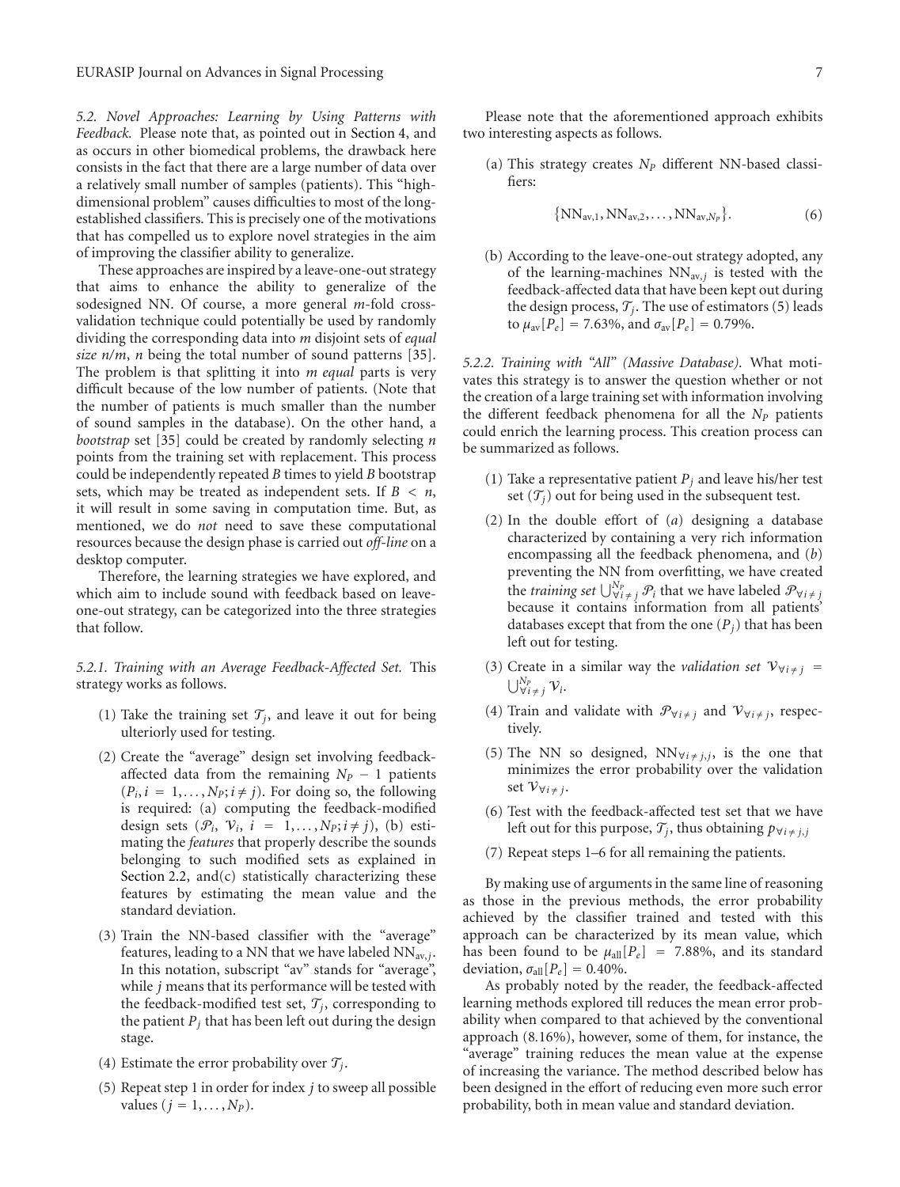*5.2. Novel Approaches: Learning by Using Patterns with Feedback.* Please note that, as pointed out in Section 4, and as occurs in other biomedical problems, the drawback here consists in the fact that there are a large number of data over a relatively small number of samples (patients). This "high-dimensional problem" causes difficulties to most of the long-established classifiers. This is precisely one of the motivations that has compelled us to explore novel strategies in the aim of improving the classifier ability to generalize.

These approaches are inspired by a leave-one-out strategy that aims to enhance the ability to generalize of the sodesigned NN. Of course, a more general *m*-fold cross-validation technique could potentially be used by randomly dividing the corresponding data into *m* disjoint sets of *equal size n/m*, *n* being the total number of sound patterns [35]. The problem is that splitting it into *m equal* parts is very difficult because of the low number of patients. (Note that the number of patients is much smaller than the number of sound samples in the database). On the other hand, a *bootstrap* set [35] could be created by randomly selecting *n* points from the training set with replacement. This process could be independently repeated *B* times to yield *B* bootstrap sets, which may be treated as independent sets. If $B < n$, it will result in some saving in computation time. But, as mentioned, we do *not* need to save these computational resources because the design phase is carried out *off-line* on a desktop computer.

Therefore, the learning strategies we have explored, and which aim to include sound with feedback based on leave-one-out strategy, can be categorized into the three strategies that follow.

*5.2.1. Training with an Average Feedback-Affected Set.* This strategy works as follows.

(1) Take the training set $\mathcal{T}_j$, and leave it out for being ulteriorly used for testing.

(2) Create the "average" design set involving feedback-affected data from the remaining $N_P - 1$ patients ($P_i, i = 1, \dots, N_P; i \neq j$). For doing so, the following is required: (a) computing the feedback-modified design sets ($\mathcal{P}_i$, $\mathcal{V}_i$, $i = 1, \dots, N_P; i \neq j$), (b) estimating the *features* that properly describe the sounds belonging to such modified sets as explained in Section 2.2, and(c) statistically characterizing these features by estimating the mean value and the standard deviation.

(3) Train the NN-based classifier with the "average" features, leading to a NN that we have labeled $\mathrm{NN}_{\mathrm{av},j}$. In this notation, subscript "av" stands for "average", while *j* means that its performance will be tested with the feedback-modified test set, $\mathcal{T}_j$, corresponding to the patient $P_j$ that has been left out during the design stage.

(4) Estimate the error probability over $\mathcal{T}_j$.

(5) Repeat step 1 in order for index *j* to sweep all possible values ($j = 1, \dots, N_P$).

Please note that the aforementioned approach exhibits two interesting aspects as follows.

(a) This strategy creates $N_P$ different NN-based classifiers:

$$\{\mathrm{NN}_{\mathrm{av},1}, \mathrm{NN}_{\mathrm{av},2}, \dots, \mathrm{NN}_{\mathrm{av},N_P}\}. \tag{6}$$

(b) According to the leave-one-out strategy adopted, any of the learning-machines $\mathrm{NN}_{\mathrm{av},j}$ is tested with the feedback-affected data that have been kept out during the design process, $\mathcal{T}_j$. The use of estimators (5) leads to $\mu_{\mathrm{av}}[P_e] = 7.63\%$, and $\sigma_{\mathrm{av}}[P_e] = 0.79\%$.

*5.2.2. Training with "All" (Massive Database).* What motivates this strategy is to answer the question whether or not the creation of a large training set with information involving the different feedback phenomena for all the $N_P$ patients could enrich the learning process. This creation process can be summarized as follows.

(1) Take a representative patient $P_j$ and leave his/her test set ($\mathcal{T}_j$) out for being used in the subsequent test.

(2) In the double effort of (*a*) designing a database characterized by containing a very rich information encompassing all the feedback phenomena, and (*b*) preventing the NN from overfitting, we have created the *training set* $\bigcup_{\forall i \neq j}^{N_P} \mathcal{P}_i$ that we have labeled $\mathcal{P}_{\forall i \neq j}$ because it contains information from all patients' databases except that from the one ($P_j$) that has been left out for testing.

(3) Create in a similar way the *validation set* $\mathcal{V}_{\forall i \neq j} = \bigcup_{\forall i \neq j}^{N_P} \mathcal{V}_i$.

(4) Train and validate with $\mathcal{P}_{\forall i \neq j}$ and $\mathcal{V}_{\forall i \neq j}$, respectively.

(5) The NN so designed, $\mathrm{NN}_{\forall i \neq j, j}$, is the one that minimizes the error probability over the validation set $\mathcal{V}_{\forall i \neq j}$.

(6) Test with the feedback-affected test set that we have left out for this purpose, $\mathcal{T}_j$, thus obtaining $p_{\forall i \neq j, j}$

(7) Repeat steps 1–6 for all remaining the patients.

By making use of arguments in the same line of reasoning as those in the previous methods, the error probability achieved by the classifier trained and tested with this approach can be characterized by its mean value, which has been found to be $\mu_{\mathrm{all}}[P_e] = 7.88\%$, and its standard deviation, $\sigma_{\mathrm{all}}[P_e] = 0.40\%$.

As probably noted by the reader, the feedback-affected learning methods explored till reduces the mean error probability when compared to that achieved by the conventional approach (8.16%), however, some of them, for instance, the "average" training reduces the mean value at the expense of increasing the variance. The method described below has been designed in the effort of reducing even more such error probability, both in mean value and standard deviation.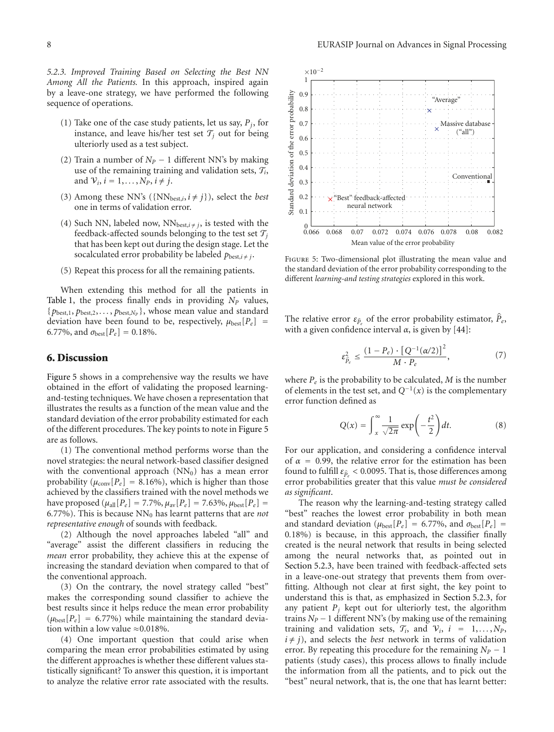*5.2.3. Improved Training Based on Selecting the Best NN Among All the Patients.* In this approach, inspired again by a leave-one strategy, we have performed the following sequence of operations.

(1) Take one of the case study patients, let us say, $P_j$, for instance, and leave his/her test set $\mathcal{T}_j$ out for being ulteriorly used as a test subject.

(2) Train a number of $N_P - 1$ different NN's by making use of the remaining training and validation sets, $\mathcal{T}_i$, and $\mathcal{V}_i$, $i = 1, \ldots, N_P$, $i \neq j$.

(3) Among these NN's ($\{\text{NN}_{\text{best},i}, i \neq j\}$), select the *best* one in terms of validation error.

(4) Such NN, labeled now, $\text{NN}_{\text{best},i \neq j}$, is tested with the feedback-affected sounds belonging to the test set $\mathcal{T}_j$ that has been kept out during the design stage. Let the socalculated error probability be labeled $p_{\text{best},i \neq j}$.

(5) Repeat this process for all the remaining patients.

When extending this method for all the patients in Table 1, the process finally ends in providing $N_P$ values, $\{p_{\text{best},1}, p_{\text{best},2}, \ldots, p_{\text{best},N_P}\}$, whose mean value and standard deviation have been found to be, respectively, $\mu_{\text{best}}[P_e] = 6.77\%$, and $\sigma_{\text{best}}[P_e] = 0.18\%$.

## 6. Discussion

Figure 5 shows in a comprehensive way the results we have obtained in the effort of validating the proposed learning-and-testing techniques. We have chosen a representation that illustrates the results as a function of the mean value and the standard deviation of the error probability estimated for each of the different procedures. The key points to note in Figure 5 are as follows.

(1) The conventional method performs worse than the novel strategies: the neural network-based classifier designed with the conventional approach ($\text{NN}_0$) has a mean error probability ($\mu_{\text{conv}}[P_e] = 8.16\%$), which is higher than those achieved by the classifiers trained with the novel methods we have proposed ($\mu_{\text{all}}[P_e] = 7.7\%$, $\mu_{\text{av}}[P_e] = 7.63\%$, $\mu_{\text{best}}[P_e] = 6.77\%$). This is because $\text{NN}_0$ has learnt patterns that are *not representative enough* of sounds with feedback.

(2) Although the novel approaches labeled "all" and "average" assist the different classifiers in reducing the *mean* error probability, they achieve this at the expense of increasing the standard deviation when compared to that of the conventional approach.

(3) On the contrary, the novel strategy called "best" makes the corresponding sound classifier to achieve the best results since it helps reduce the mean error probability ($\mu_{\text{best}}[P_e] = 6.77\%$) while maintaining the standard deviation within a low value $\approx 0.018\%$.

(4) One important question that could arise when comparing the mean error probabilities estimated by using the different approaches is whether these different values statistically significant? To answer this question, it is important to analyze the relative error rate associated with the results.

Figure 5: Two-dimensional plot illustrating the mean value and the standard deviation of the error probability corresponding to the different *learning-and testing strategies* explored in this work.

The relative error $\varepsilon_{\hat{P}_e}$ of the error probability estimator, $\hat{P}_e$, with a given confidence interval $\alpha$, is given by [44]:

$$\varepsilon_{\hat{P}_e}^2 \leq \frac{(1 - P_e) \cdot \left[Q^{-1}(\alpha/2)\right]^2}{M \cdot P_e}, \tag{7}$$

where $P_e$ is the probability to be calculated, $M$ is the number of elements in the test set, and $Q^{-1}(x)$ is the complementary error function defined as

$$Q(x) = \int_x^{\infty} \frac{1}{\sqrt{2\pi}} \exp\left(-\frac{t^2}{2}\right) dt. \tag{8}$$

For our application, and considering a confidence interval of $\alpha = 0.99$, the relative error for the estimation has been found to fulfill $\varepsilon_{\hat{P}_e} < 0.0095$. That is, those differences among error probabilities greater that this value *must be considered as significant*.

The reason why the learning-and-testing strategy called "best" reaches the lowest error probability in both mean and standard deviation ($\mu_{\text{best}}[P_e] = 6.77\%$, and $\sigma_{\text{best}}[P_e] = 0.18\%$) is because, in this approach, the classifier finally created is the neural network that results in being selected among the neural networks that, as pointed out in Section 5.2.3, have been trained with feedback-affected sets in a leave-one-out strategy that prevents them from overfitting. Although not clear at first sight, the key point to understand this is that, as emphasized in Section 5.2.3, for any patient $P_j$ kept out for ulteriorly test, the algorithm trains $N_P - 1$ different NN's (by making use of the remaining training and validation sets, $\mathcal{T}_i$, and $\mathcal{V}_i$, $i = 1, \ldots, N_P$, $i \neq j$), and selects the *best* network in terms of validation error. By repeating this procedure for the remaining $N_P - 1$ patients (study cases), this process allows to finally include the information from all the patients, and to pick out the "best" neural network, that is, the one that has learnt better: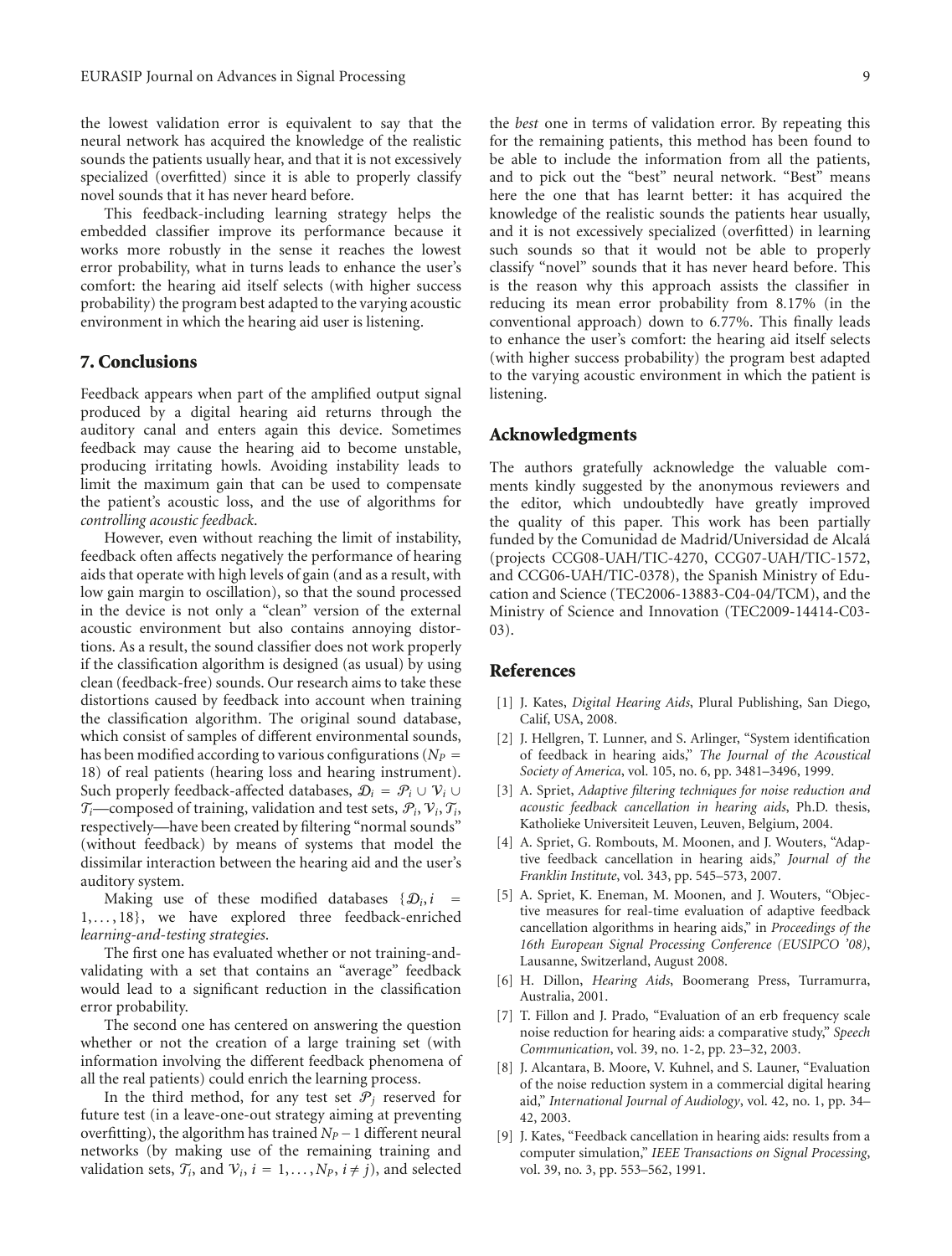the lowest validation error is equivalent to say that the neural network has acquired the knowledge of the realistic sounds the patients usually hear, and that it is not excessively specialized (overfitted) since it is able to properly classify novel sounds that it has never heard before.

This feedback-including learning strategy helps the embedded classifier improve its performance because it works more robustly in the sense it reaches the lowest error probability, what in turns leads to enhance the user's comfort: the hearing aid itself selects (with higher success probability) the program best adapted to the varying acoustic environment in which the hearing aid user is listening.

## 7. Conclusions

Feedback appears when part of the amplified output signal produced by a digital hearing aid returns through the auditory canal and enters again this device. Sometimes feedback may cause the hearing aid to become unstable, producing irritating howls. Avoiding instability leads to limit the maximum gain that can be used to compensate the patient's acoustic loss, and the use of algorithms for *controlling acoustic feedback*.

However, even without reaching the limit of instability, feedback often affects negatively the performance of hearing aids that operate with high levels of gain (and as a result, with low gain margin to oscillation), so that the sound processed in the device is not only a "clean" version of the external acoustic environment but also contains annoying distortions. As a result, the sound classifier does not work properly if the classification algorithm is designed (as usual) by using clean (feedback-free) sounds. Our research aims to take these distortions caused by feedback into account when training the classification algorithm. The original sound database, which consist of samples of different environmental sounds, has been modified according to various configurations ($N_P = 18$) of real patients (hearing loss and hearing instrument). Such properly feedback-affected databases, $\mathcal{D}_i = \mathcal{P}_i \cup \mathcal{V}_i \cup \mathcal{T}_i$—composed of training, validation and test sets, $\mathcal{P}_i, \mathcal{V}_i, \mathcal{T}_i$, respectively—have been created by filtering "normal sounds" (without feedback) by means of systems that model the dissimilar interaction between the hearing aid and the user's auditory system.

Making use of these modified databases $\{\mathcal{D}_i, i = 1, \ldots, 18\}$, we have explored three feedback-enriched *learning-and-testing strategies*.

The first one has evaluated whether or not training-and-validating with a set that contains an "average" feedback would lead to a significant reduction in the classification error probability.

The second one has centered on answering the question whether or not the creation of a large training set (with information involving the different feedback phenomena of all the real patients) could enrich the learning process.

In the third method, for any test set $\mathcal{P}_j$ reserved for future test (in a leave-one-out strategy aiming at preventing overfitting), the algorithm has trained $N_P - 1$ different neural networks (by making use of the remaining training and validation sets, $\mathcal{T}_i$, and $\mathcal{V}_i$, $i = 1, \ldots, N_P$, $i \neq j$), and selected the *best* one in terms of validation error. By repeating this for the remaining patients, this method has been found to be able to include the information from all the patients, and to pick out the "best" neural network. "Best" means here the one that has learnt better: it has acquired the knowledge of the realistic sounds the patients hear usually, and it is not excessively specialized (overfitted) in learning such sounds so that it would not be able to properly classify "novel" sounds that it has never heard before. This is the reason why this approach assists the classifier in reducing its mean error probability from 8.17% (in the conventional approach) down to 6.77%. This finally leads to enhance the user's comfort: the hearing aid itself selects (with higher success probability) the program best adapted to the varying acoustic environment in which the patient is listening.

## Acknowledgments

The authors gratefully acknowledge the valuable comments kindly suggested by the anonymous reviewers and the editor, which undoubtedly have greatly improved the quality of this paper. This work has been partially funded by the Comunidad de Madrid/Universidad de Alcalá (projects CCG08-UAH/TIC-4270, CCG07-UAH/TIC-1572, and CCG06-UAH/TIC-0378), the Spanish Ministry of Education and Science (TEC2006-13883-C04-04/TCM), and the Ministry of Science and Innovation (TEC2009-14414-C03-03).

## References

[1] J. Kates, *Digital Hearing Aids*, Plural Publishing, San Diego, Calif, USA, 2008.

[2] J. Hellgren, T. Lunner, and S. Arlinger, "System identification of feedback in hearing aids," *The Journal of the Acoustical Society of America*, vol. 105, no. 6, pp. 3481–3496, 1999.

[3] A. Spriet, *Adaptive filtering techniques for noise reduction and acoustic feedback cancellation in hearing aids*, Ph.D. thesis, Katholieke Universiteit Leuven, Leuven, Belgium, 2004.

[4] A. Spriet, G. Rombouts, M. Moonen, and J. Wouters, "Adaptive feedback cancellation in hearing aids," *Journal of the Franklin Institute*, vol. 343, pp. 545–573, 2007.

[5] A. Spriet, K. Eneman, M. Moonen, and J. Wouters, "Objective measures for real-time evaluation of adaptive feedback cancellation algorithms in hearing aids," in *Proceedings of the 16th European Signal Processing Conference (EUSIPCO '08)*, Lausanne, Switzerland, August 2008.

[6] H. Dillon, *Hearing Aids*, Boomerang Press, Turramurra, Australia, 2001.

[7] T. Fillon and J. Prado, "Evaluation of an erb frequency scale noise reduction for hearing aids: a comparative study," *Speech Communication*, vol. 39, no. 1-2, pp. 23–32, 2003.

[8] J. Alcantara, B. Moore, V. Kuhnel, and S. Launer, "Evaluation of the noise reduction system in a commercial digital hearing aid," *International Journal of Audiology*, vol. 42, no. 1, pp. 34–42, 2003.

[9] J. Kates, "Feedback cancellation in hearing aids: results from a computer simulation," *IEEE Transactions on Signal Processing*, vol. 39, no. 3, pp. 553–562, 1991.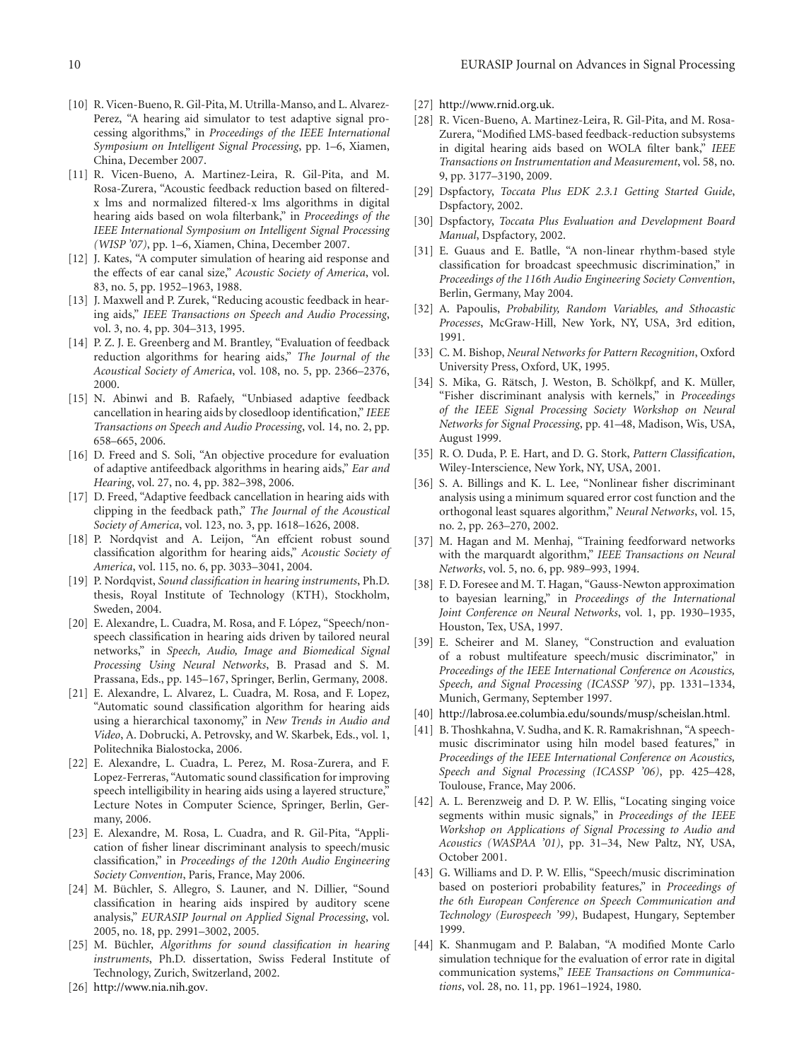[10] R. Vicen-Bueno, R. Gil-Pita, M. Utrilla-Manso, and L. Alvarez-Perez, "A hearing aid simulator to test adaptive signal processing algorithms," in *Proceedings of the IEEE International Symposium on Intelligent Signal Processing*, pp. 1–6, Xiamen, China, December 2007.

[11] R. Vicen-Bueno, A. Martinez-Leira, R. Gil-Pita, and M. Rosa-Zurera, "Acoustic feedback reduction based on filtered-x lms and normalized filtered-x lms algorithms in digital hearing aids based on wola filterbank," in *Proceedings of the IEEE International Symposium on Intelligent Signal Processing (WISP '07)*, pp. 1–6, Xiamen, China, December 2007.

[12] J. Kates, "A computer simulation of hearing aid response and the effects of ear canal size," *Acoustic Society of America*, vol. 83, no. 5, pp. 1952–1963, 1988.

[13] J. Maxwell and P. Zurek, "Reducing acoustic feedback in hearing aids," *IEEE Transactions on Speech and Audio Processing*, vol. 3, no. 4, pp. 304–313, 1995.

[14] P. Z. J. E. Greenberg and M. Brantley, "Evaluation of feedback reduction algorithms for hearing aids," *The Journal of the Acoustical Society of America*, vol. 108, no. 5, pp. 2366–2376, 2000.

[15] N. Abinwi and B. Rafaely, "Unbiased adaptive feedback cancellation in hearing aids by closedloop identification," *IEEE Transactions on Speech and Audio Processing*, vol. 14, no. 2, pp. 658–665, 2006.

[16] D. Freed and S. Soli, "An objective procedure for evaluation of adaptive antifeedback algorithms in hearing aids," *Ear and Hearing*, vol. 27, no. 4, pp. 382–398, 2006.

[17] D. Freed, "Adaptive feedback cancellation in hearing aids with clipping in the feedback path," *The Journal of the Acoustical Society of America*, vol. 123, no. 3, pp. 1618–1626, 2008.

[18] P. Nordqvist and A. Leijon, "An effcient robust sound classification algorithm for hearing aids," *Acoustic Society of America*, vol. 115, no. 6, pp. 3033–3041, 2004.

[19] P. Nordqvist, *Sound classification in hearing instruments*, Ph.D. thesis, Royal Institute of Technology (KTH), Stockholm, Sweden, 2004.

[20] E. Alexandre, L. Cuadra, M. Rosa, and F. López, "Speech/non-speech classification in hearing aids driven by tailored neural networks," in *Speech, Audio, Image and Biomedical Signal Processing Using Neural Networks*, B. Prasad and S. M. Prassana, Eds., pp. 145–167, Springer, Berlin, Germany, 2008.

[21] E. Alexandre, L. Alvarez, L. Cuadra, M. Rosa, and F. Lopez, "Automatic sound classification algorithm for hearing aids using a hierarchical taxonomy," in *New Trends in Audio and Video*, A. Dobrucki, A. Petrovsky, and W. Skarbek, Eds., vol. 1, Politechnika Bialostocka, 2006.

[22] E. Alexandre, L. Cuadra, L. Perez, M. Rosa-Zurera, and F. Lopez-Ferreras, "Automatic sound classification for improving speech intelligibility in hearing aids using a layered structure," Lecture Notes in Computer Science, Springer, Berlin, Germany, 2006.

[23] E. Alexandre, M. Rosa, L. Cuadra, and R. Gil-Pita, "Application of fisher linear discriminant analysis to speech/music classification," in *Proceedings of the 120th Audio Engineering Society Convention*, Paris, France, May 2006.

[24] M. Büchler, S. Allegro, S. Launer, and N. Dillier, "Sound classification in hearing aids inspired by auditory scene analysis," *EURASIP Journal on Applied Signal Processing*, vol. 2005, no. 18, pp. 2991–3002, 2005.

[25] M. Büchler, *Algorithms for sound classification in hearing instruments*, Ph.D. dissertation, Swiss Federal Institute of Technology, Zurich, Switzerland, 2002.

[26] http://www.nia.nih.gov.

[27] http://www.rnid.org.uk.

[28] R. Vicen-Bueno, A. Martinez-Leira, R. Gil-Pita, and M. Rosa-Zurera, "Modified LMS-based feedback-reduction subsystems in digital hearing aids based on WOLA filter bank," *IEEE Transactions on Instrumentation and Measurement*, vol. 58, no. 9, pp. 3177–3190, 2009.

[29] Dspfactory, *Toccata Plus EDK 2.3.1 Getting Started Guide*, Dspfactory, 2002.

[30] Dspfactory, *Toccata Plus Evaluation and Development Board Manual*, Dspfactory, 2002.

[31] E. Guaus and E. Batlle, "A non-linear rhythm-based style classification for broadcast speechmusic discrimination," in *Proceedings of the 116th Audio Engineering Society Convention*, Berlin, Germany, May 2004.

[32] A. Papoulis, *Probability, Random Variables, and Sthocastic Processes*, McGraw-Hill, New York, NY, USA, 3rd edition, 1991.

[33] C. M. Bishop, *Neural Networks for Pattern Recognition*, Oxford University Press, Oxford, UK, 1995.

[34] S. Mika, G. Rätsch, J. Weston, B. Schölkpf, and K. Müller, "Fisher discriminant analysis with kernels," in *Proceedings of the IEEE Signal Processing Society Workshop on Neural Networks for Signal Processing*, pp. 41–48, Madison, Wis, USA, August 1999.

[35] R. O. Duda, P. E. Hart, and D. G. Stork, *Pattern Classification*, Wiley-Interscience, New York, NY, USA, 2001.

[36] S. A. Billings and K. L. Lee, "Nonlinear fisher discriminant analysis using a minimum squared error cost function and the orthogonal least squares algorithm," *Neural Networks*, vol. 15, no. 2, pp. 263–270, 2002.

[37] M. Hagan and M. Menhaj, "Training feedforward networks with the marquardt algorithm," *IEEE Transactions on Neural Networks*, vol. 5, no. 6, pp. 989–993, 1994.

[38] F. D. Foresee and M. T. Hagan, "Gauss-Newton approximation to bayesian learning," in *Proceedings of the International Joint Conference on Neural Networks*, vol. 1, pp. 1930–1935, Houston, Tex, USA, 1997.

[39] E. Scheirer and M. Slaney, "Construction and evaluation of a robust multifeature speech/music discriminator," in *Proceedings of the IEEE International Conference on Acoustics, Speech, and Signal Processing (ICASSP '97)*, pp. 1331–1334, Munich, Germany, September 1997.

[40] http://labrosa.ee.columbia.edu/sounds/musp/scheislan.html.

[41] B. Thoshkahna, V. Sudha, and K. R. Ramakrishnan, "A speech-music discriminator using hiln model based features," in *Proceedings of the IEEE International Conference on Acoustics, Speech and Signal Processing (ICASSP '06)*, pp. 425–428, Toulouse, France, May 2006.

[42] A. L. Berenzweig and D. P. W. Ellis, "Locating singing voice segments within music signals," in *Proceedings of the IEEE Workshop on Applications of Signal Processing to Audio and Acoustics (WASPAA '01)*, pp. 31–34, New Paltz, NY, USA, October 2001.

[43] G. Williams and D. P. W. Ellis, "Speech/music discrimination based on posteriori probability features," in *Proceedings of the 6th European Conference on Speech Communication and Technology (Eurospeech '99)*, Budapest, Hungary, September 1999.

[44] K. Shanmugam and P. Balaban, "A modified Monte Carlo simulation technique for the evaluation of error rate in digital communication systems," *IEEE Transactions on Communications*, vol. 28, no. 11, pp. 1961–1924, 1980.